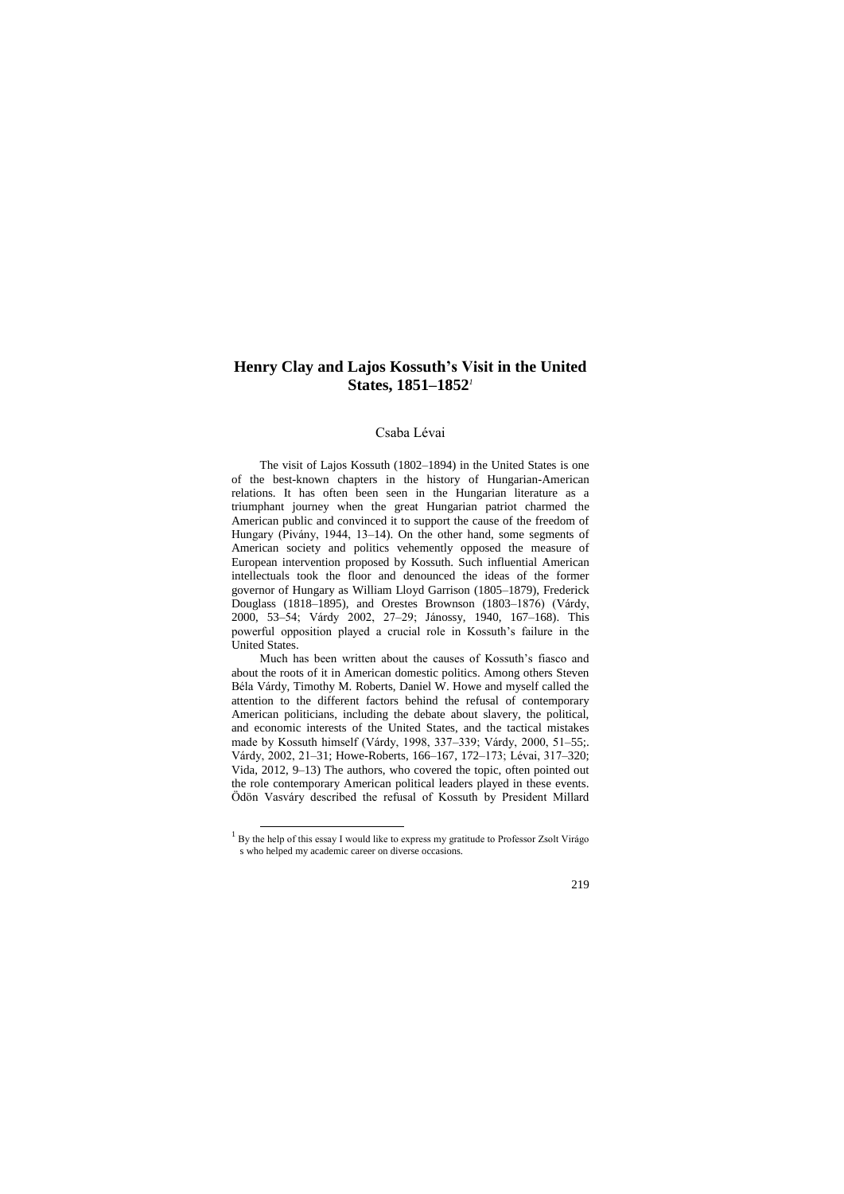# Henry Clay and Lajos Kossuth's Visit in the United States, 1851–1852[1]

Csaba Lévai

The visit of Lajos Kossuth (1802–1894) in the United States is one of the best-known chapters in the history of Hungarian-American relations. It has often been seen in the Hungarian literature as a triumphant journey when the great Hungarian patriot charmed the American public and convinced it to support the cause of the freedom of Hungary (Pivány, 1944, 13–14). On the other hand, some segments of American society and politics vehemently opposed the measure of European intervention proposed by Kossuth. Such influential American intellectuals took the floor and denounced the ideas of the former governor of Hungary as William Lloyd Garrison (1805–1879), Frederick Douglass (1818–1895), and Orestes Brownson (1803–1876) (Várdy, 2000, 53–54; Várdy 2002, 27–29; Jánossy, 1940, 167–168). This powerful opposition played a crucial role in Kossuth's failure in the United States.

Much has been written about the causes of Kossuth's fiasco and about the roots of it in American domestic politics. Among others Steven Béla Várdy, Timothy M. Roberts, Daniel W. Howe and myself called the attention to the different factors behind the refusal of contemporary American politicians, including the debate about slavery, the political, and economic interests of the United States, and the tactical mistakes made by Kossuth himself (Várdy, 1998, 337–339; Várdy, 2000, 51–55;. Várdy, 2002, 21–31; Howe-Roberts, 166–167, 172–173; Lévai, 317–320; Vida, 2012, 9–13) The authors, who covered the topic, often pointed out the role contemporary American political leaders played in these events. Ödön Vasváry described the refusal of Kossuth by President Millard

[1] By the help of this essay I would like to express my gratitude to Professor Zsolt Virágo s who helped my academic career on diverse occasions.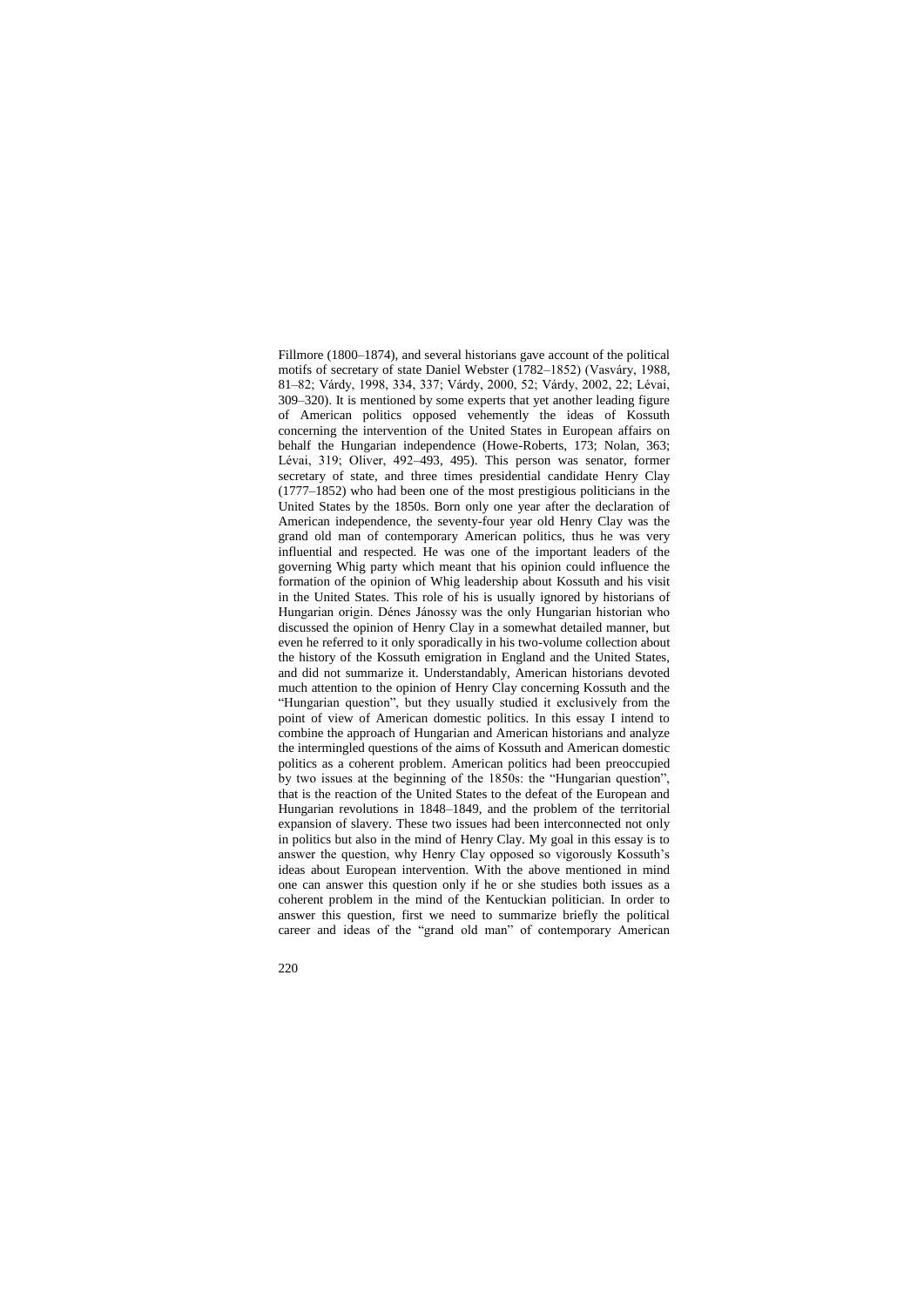Fillmore (1800–1874), and several historians gave account of the political motifs of secretary of state Daniel Webster (1782–1852) (Vasváry, 1988, 81–82; Várdy, 1998, 334, 337; Várdy, 2000, 52; Várdy, 2002, 22; Lévai, 309–320). It is mentioned by some experts that yet another leading figure of American politics opposed vehemently the ideas of Kossuth concerning the intervention of the United States in European affairs on behalf the Hungarian independence (Howe-Roberts, 173; Nolan, 363; Lévai, 319; Oliver, 492–493, 495). This person was senator, former secretary of state, and three times presidential candidate Henry Clay (1777–1852) who had been one of the most prestigious politicians in the United States by the 1850s. Born only one year after the declaration of American independence, the seventy-four year old Henry Clay was the grand old man of contemporary American politics, thus he was very influential and respected. He was one of the important leaders of the governing Whig party which meant that his opinion could influence the formation of the opinion of Whig leadership about Kossuth and his visit in the United States. This role of his is usually ignored by historians of Hungarian origin. Dénes Jánossy was the only Hungarian historian who discussed the opinion of Henry Clay in a somewhat detailed manner, but even he referred to it only sporadically in his two-volume collection about the history of the Kossuth emigration in England and the United States, and did not summarize it. Understandably, American historians devoted much attention to the opinion of Henry Clay concerning Kossuth and the "Hungarian question", but they usually studied it exclusively from the point of view of American domestic politics. In this essay I intend to combine the approach of Hungarian and American historians and analyze the intermingled questions of the aims of Kossuth and American domestic politics as a coherent problem. American politics had been preoccupied by two issues at the beginning of the 1850s: the "Hungarian question", that is the reaction of the United States to the defeat of the European and Hungarian revolutions in 1848–1849, and the problem of the territorial expansion of slavery. These two issues had been interconnected not only in politics but also in the mind of Henry Clay. My goal in this essay is to answer the question, why Henry Clay opposed so vigorously Kossuth's ideas about European intervention. With the above mentioned in mind one can answer this question only if he or she studies both issues as a coherent problem in the mind of the Kentuckian politician. In order to answer this question, first we need to summarize briefly the political career and ideas of the "grand old man" of contemporary American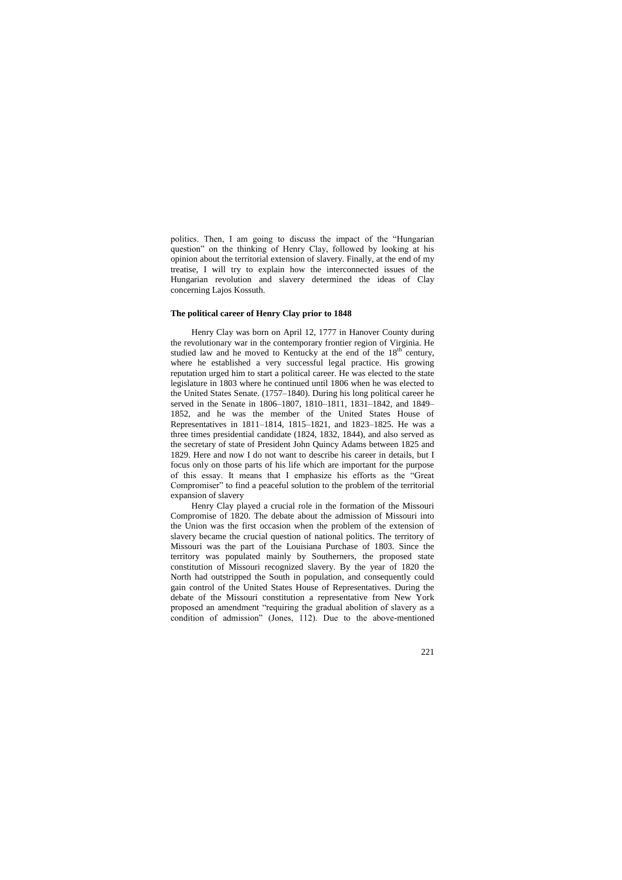politics. Then, I am going to discuss the impact of the "Hungarian question" on the thinking of Henry Clay, followed by looking at his opinion about the territorial extension of slavery. Finally, at the end of my treatise, I will try to explain how the interconnected issues of the Hungarian revolution and slavery determined the ideas of Clay concerning Lajos Kossuth.

**The political career of Henry Clay prior to 1848**

Henry Clay was born on April 12, 1777 in Hanover County during the revolutionary war in the contemporary frontier region of Virginia. He studied law and he moved to Kentucky at the end of the 18th century, where he established a very successful legal practice. His growing reputation urged him to start a political career. He was elected to the state legislature in 1803 where he continued until 1806 when he was elected to the United States Senate. (1757–1840). During his long political career he served in the Senate in 1806–1807, 1810–1811, 1831–1842, and 1849–1852, and he was the member of the United States House of Representatives in 1811–1814, 1815–1821, and 1823–1825. He was a three times presidential candidate (1824, 1832, 1844), and also served as the secretary of state of President John Quincy Adams between 1825 and 1829. Here and now I do not want to describe his career in details, but I focus only on those parts of his life which are important for the purpose of this essay. It means that I emphasize his efforts as the "Great Compromiser" to find a peaceful solution to the problem of the territorial expansion of slavery

Henry Clay played a crucial role in the formation of the Missouri Compromise of 1820. The debate about the admission of Missouri into the Union was the first occasion when the problem of the extension of slavery became the crucial question of national politics. The territory of Missouri was the part of the Louisiana Purchase of 1803. Since the territory was populated mainly by Southerners, the proposed state constitution of Missouri recognized slavery. By the year of 1820 the North had outstripped the South in population, and consequently could gain control of the United States House of Representatives. During the debate of the Missouri constitution a representative from New York proposed an amendment "requiring the gradual abolition of slavery as a condition of admission" (Jones, 112). Due to the above-mentioned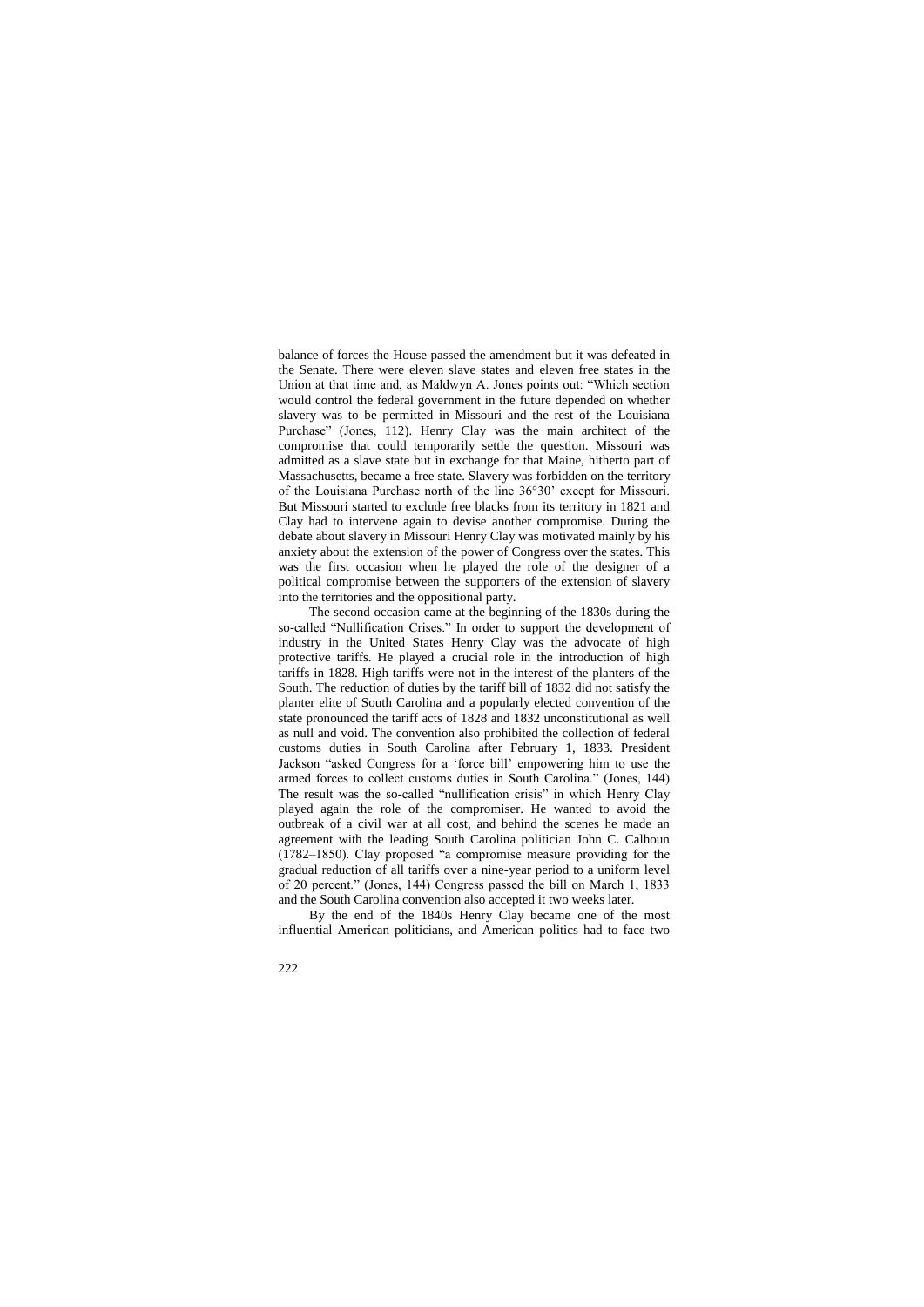balance of forces the House passed the amendment but it was defeated in the Senate. There were eleven slave states and eleven free states in the Union at that time and, as Maldwyn A. Jones points out: "Which section would control the federal government in the future depended on whether slavery was to be permitted in Missouri and the rest of the Louisiana Purchase" (Jones, 112). Henry Clay was the main architect of the compromise that could temporarily settle the question. Missouri was admitted as a slave state but in exchange for that Maine, hitherto part of Massachusetts, became a free state. Slavery was forbidden on the territory of the Louisiana Purchase north of the line 36°30' except for Missouri. But Missouri started to exclude free blacks from its territory in 1821 and Clay had to intervene again to devise another compromise. During the debate about slavery in Missouri Henry Clay was motivated mainly by his anxiety about the extension of the power of Congress over the states. This was the first occasion when he played the role of the designer of a political compromise between the supporters of the extension of slavery into the territories and the oppositional party.

The second occasion came at the beginning of the 1830s during the so-called "Nullification Crises." In order to support the development of industry in the United States Henry Clay was the advocate of high protective tariffs. He played a crucial role in the introduction of high tariffs in 1828. High tariffs were not in the interest of the planters of the South. The reduction of duties by the tariff bill of 1832 did not satisfy the planter elite of South Carolina and a popularly elected convention of the state pronounced the tariff acts of 1828 and 1832 unconstitutional as well as null and void. The convention also prohibited the collection of federal customs duties in South Carolina after February 1, 1833. President Jackson "asked Congress for a 'force bill' empowering him to use the armed forces to collect customs duties in South Carolina." (Jones, 144) The result was the so-called "nullification crisis" in which Henry Clay played again the role of the compromiser. He wanted to avoid the outbreak of a civil war at all cost, and behind the scenes he made an agreement with the leading South Carolina politician John C. Calhoun (1782–1850). Clay proposed "a compromise measure providing for the gradual reduction of all tariffs over a nine-year period to a uniform level of 20 percent." (Jones, 144) Congress passed the bill on March 1, 1833 and the South Carolina convention also accepted it two weeks later.

By the end of the 1840s Henry Clay became one of the most influential American politicians, and American politics had to face two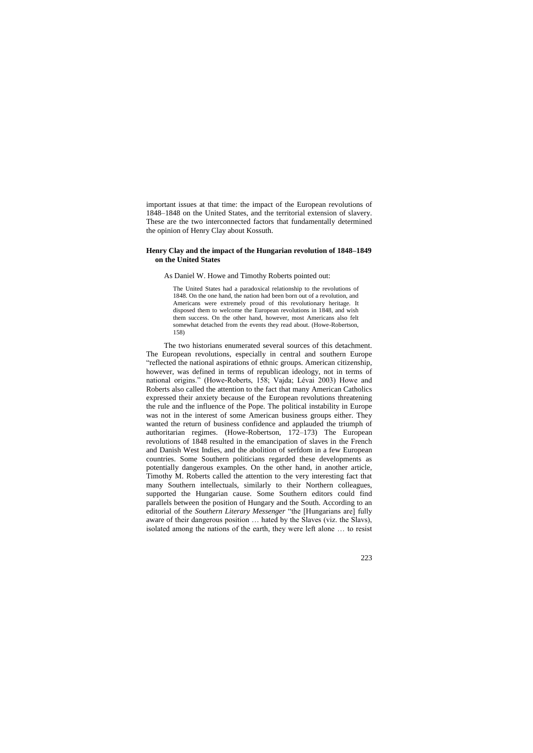important issues at that time: the impact of the European revolutions of 1848–1848 on the United States, and the territorial extension of slavery. These are the two interconnected factors that fundamentally determined the opinion of Henry Clay about Kossuth.

## Henry Clay and the impact of the Hungarian revolution of 1848–1849 on the United States

As Daniel W. Howe and Timothy Roberts pointed out:

> The United States had a paradoxical relationship to the revolutions of 1848. On the one hand, the nation had been born out of a revolution, and Americans were extremely proud of this revolutionary heritage. It disposed them to welcome the European revolutions in 1848, and wish them success. On the other hand, however, most Americans also felt somewhat detached from the events they read about. (Howe-Robertson, 158)

The two historians enumerated several sources of this detachment. The European revolutions, especially in central and southern Europe "reflected the national aspirations of ethnic groups. American citizenship, however, was defined in terms of republican ideology, not in terms of national origins." (Howe-Roberts, 158; Vajda; Lévai 2003) Howe and Roberts also called the attention to the fact that many American Catholics expressed their anxiety because of the European revolutions threatening the rule and the influence of the Pope. The political instability in Europe was not in the interest of some American business groups either. They wanted the return of business confidence and applauded the triumph of authoritarian regimes. (Howe-Robertson, 172–173) The European revolutions of 1848 resulted in the emancipation of slaves in the French and Danish West Indies, and the abolition of serfdom in a few European countries. Some Southern politicians regarded these developments as potentially dangerous examples. On the other hand, in another article, Timothy M. Roberts called the attention to the very interesting fact that many Southern intellectuals, similarly to their Northern colleagues, supported the Hungarian cause. Some Southern editors could find parallels between the position of Hungary and the South. According to an editorial of the *Southern Literary Messenger* "the [Hungarians are] fully aware of their dangerous position … hated by the Slaves (viz. the Slavs), isolated among the nations of the earth, they were left alone … to resist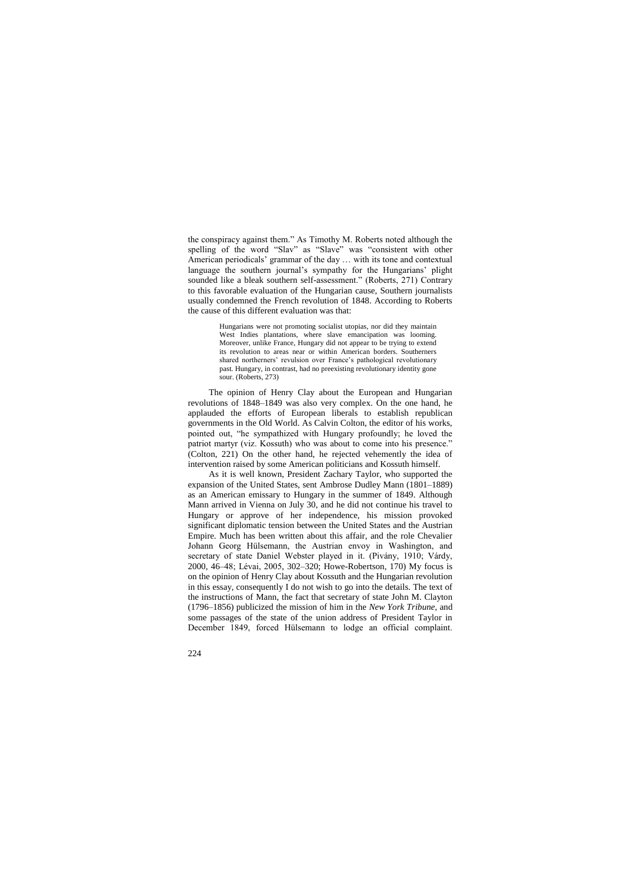the conspiracy against them." As Timothy M. Roberts noted although the spelling of the word "Slav" as "Slave" was "consistent with other American periodicals' grammar of the day … with its tone and contextual language the southern journal's sympathy for the Hungarians' plight sounded like a bleak southern self-assessment." (Roberts, 271) Contrary to this favorable evaluation of the Hungarian cause, Southern journalists usually condemned the French revolution of 1848. According to Roberts the cause of this different evaluation was that:

> Hungarians were not promoting socialist utopias, nor did they maintain West Indies plantations, where slave emancipation was looming. Moreover, unlike France, Hungary did not appear to be trying to extend its revolution to areas near or within American borders. Southerners shared northerners' revulsion over France's pathological revolutionary past. Hungary, in contrast, had no preexisting revolutionary identity gone sour. (Roberts, 273)

The opinion of Henry Clay about the European and Hungarian revolutions of 1848–1849 was also very complex. On the one hand, he applauded the efforts of European liberals to establish republican governments in the Old World. As Calvin Colton, the editor of his works, pointed out, "he sympathized with Hungary profoundly; he loved the patriot martyr (viz. Kossuth) who was about to come into his presence." (Colton, 221) On the other hand, he rejected vehemently the idea of intervention raised by some American politicians and Kossuth himself.

As it is well known, President Zachary Taylor, who supported the expansion of the United States, sent Ambrose Dudley Mann (1801–1889) as an American emissary to Hungary in the summer of 1849. Although Mann arrived in Vienna on July 30, and he did not continue his travel to Hungary or approve of her independence, his mission provoked significant diplomatic tension between the United States and the Austrian Empire. Much has been written about this affair, and the role Chevalier Johann Georg Hülsemann, the Austrian envoy in Washington, and secretary of state Daniel Webster played in it. (Piváný, 1910; Várdy, 2000, 46–48; Lévai, 2005, 302–320; Howe-Robertson, 170) My focus is on the opinion of Henry Clay about Kossuth and the Hungarian revolution in this essay, consequently I do not wish to go into the details. The text of the instructions of Mann, the fact that secretary of state John M. Clayton (1796–1856) publicized the mission of him in the *New York Tribune*, and some passages of the state of the union address of President Taylor in December 1849, forced Hülsemann to lodge an official complaint.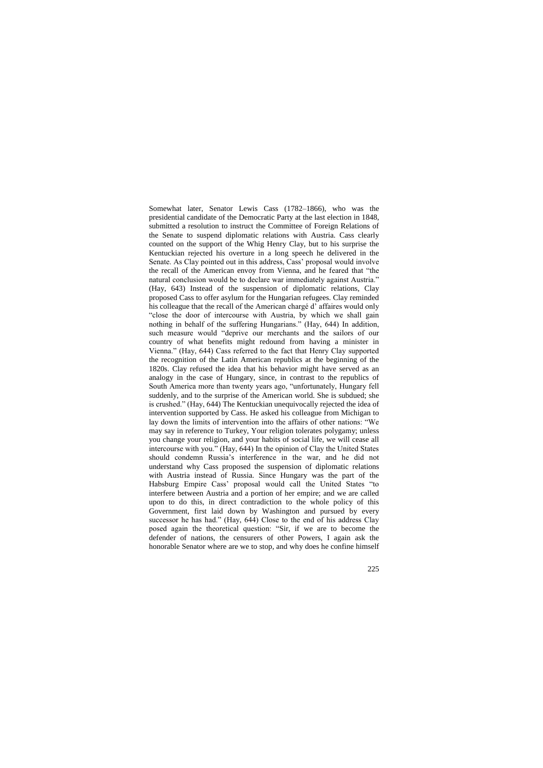Somewhat later, Senator Lewis Cass (1782–1866), who was the presidential candidate of the Democratic Party at the last election in 1848, submitted a resolution to instruct the Committee of Foreign Relations of the Senate to suspend diplomatic relations with Austria. Cass clearly counted on the support of the Whig Henry Clay, but to his surprise the Kentuckian rejected his overture in a long speech he delivered in the Senate. As Clay pointed out in this address, Cass' proposal would involve the recall of the American envoy from Vienna, and he feared that "the natural conclusion would be to declare war immediately against Austria." (Hay, 643) Instead of the suspension of diplomatic relations, Clay proposed Cass to offer asylum for the Hungarian refugees. Clay reminded his colleague that the recall of the American chargé d' affaires would only "close the door of intercourse with Austria, by which we shall gain nothing in behalf of the suffering Hungarians." (Hay, 644) In addition, such measure would "deprive our merchants and the sailors of our country of what benefits might redound from having a minister in Vienna." (Hay, 644) Cass referred to the fact that Henry Clay supported the recognition of the Latin American republics at the beginning of the 1820s. Clay refused the idea that his behavior might have served as an analogy in the case of Hungary, since, in contrast to the republics of South America more than twenty years ago, "unfortunately, Hungary fell suddenly, and to the surprise of the American world. She is subdued; she is crushed." (Hay, 644) The Kentuckian unequivocally rejected the idea of intervention supported by Cass. He asked his colleague from Michigan to lay down the limits of intervention into the affairs of other nations: "We may say in reference to Turkey, Your religion tolerates polygamy; unless you change your religion, and your habits of social life, we will cease all intercourse with you." (Hay, 644) In the opinion of Clay the United States should condemn Russia's interference in the war, and he did not understand why Cass proposed the suspension of diplomatic relations with Austria instead of Russia. Since Hungary was the part of the Habsburg Empire Cass' proposal would call the United States "to interfere between Austria and a portion of her empire; and we are called upon to do this, in direct contradiction to the whole policy of this Government, first laid down by Washington and pursued by every successor he has had." (Hay, 644) Close to the end of his address Clay posed again the theoretical question: "Sir, if we are to become the defender of nations, the censurers of other Powers, I again ask the honorable Senator where are we to stop, and why does he confine himself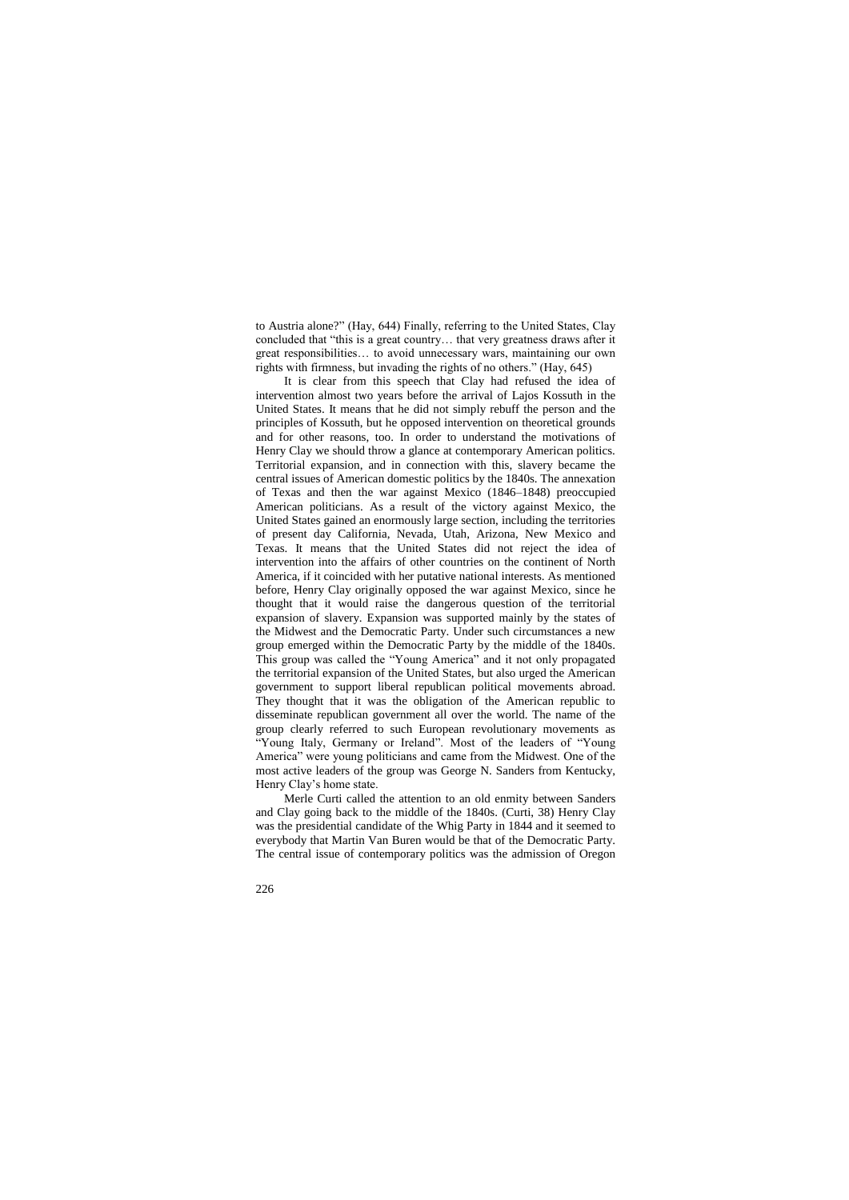to Austria alone?" (Hay, 644) Finally, referring to the United States, Clay concluded that "this is a great country… that very greatness draws after it great responsibilities… to avoid unnecessary wars, maintaining our own rights with firmness, but invading the rights of no others." (Hay, 645)

It is clear from this speech that Clay had refused the idea of intervention almost two years before the arrival of Lajos Kossuth in the United States. It means that he did not simply rebuff the person and the principles of Kossuth, but he opposed intervention on theoretical grounds and for other reasons, too. In order to understand the motivations of Henry Clay we should throw a glance at contemporary American politics. Territorial expansion, and in connection with this, slavery became the central issues of American domestic politics by the 1840s. The annexation of Texas and then the war against Mexico (1846–1848) preoccupied American politicians. As a result of the victory against Mexico, the United States gained an enormously large section, including the territories of present day California, Nevada, Utah, Arizona, New Mexico and Texas. It means that the United States did not reject the idea of intervention into the affairs of other countries on the continent of North America, if it coincided with her putative national interests. As mentioned before, Henry Clay originally opposed the war against Mexico, since he thought that it would raise the dangerous question of the territorial expansion of slavery. Expansion was supported mainly by the states of the Midwest and the Democratic Party. Under such circumstances a new group emerged within the Democratic Party by the middle of the 1840s. This group was called the "Young America" and it not only propagated the territorial expansion of the United States, but also urged the American government to support liberal republican political movements abroad. They thought that it was the obligation of the American republic to disseminate republican government all over the world. The name of the group clearly referred to such European revolutionary movements as "Young Italy, Germany or Ireland". Most of the leaders of "Young America" were young politicians and came from the Midwest. One of the most active leaders of the group was George N. Sanders from Kentucky, Henry Clay's home state.

Merle Curti called the attention to an old enmity between Sanders and Clay going back to the middle of the 1840s. (Curti, 38) Henry Clay was the presidential candidate of the Whig Party in 1844 and it seemed to everybody that Martin Van Buren would be that of the Democratic Party. The central issue of contemporary politics was the admission of Oregon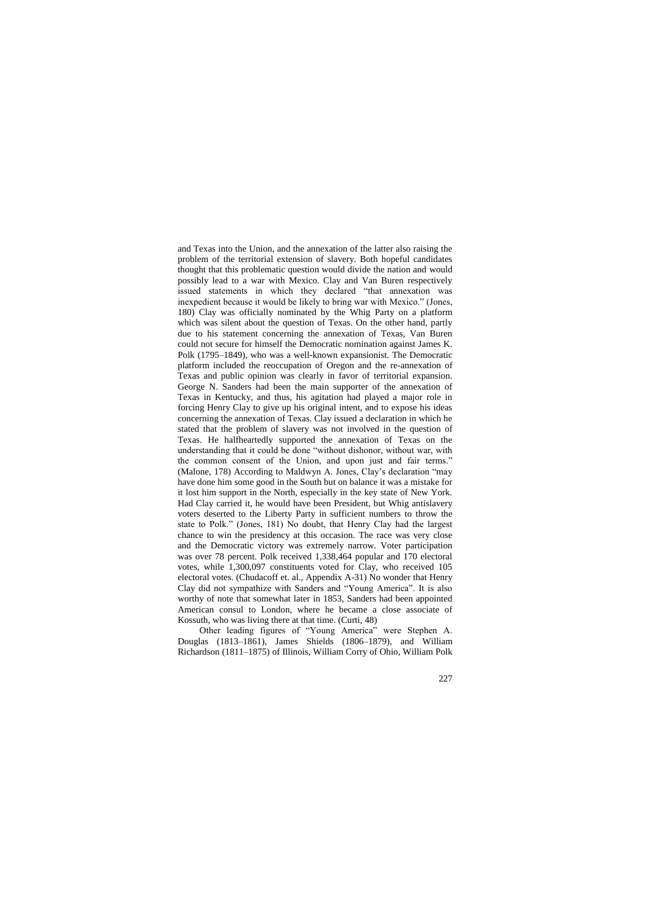and Texas into the Union, and the annexation of the latter also raising the problem of the territorial extension of slavery. Both hopeful candidates thought that this problematic question would divide the nation and would possibly lead to a war with Mexico. Clay and Van Buren respectively issued statements in which they declared "that annexation was inexpedient because it would be likely to bring war with Mexico." (Jones, 180) Clay was officially nominated by the Whig Party on a platform which was silent about the question of Texas. On the other hand, partly due to his statement concerning the annexation of Texas, Van Buren could not secure for himself the Democratic nomination against James K. Polk (1795–1849), who was a well-known expansionist. The Democratic platform included the reoccupation of Oregon and the re-annexation of Texas and public opinion was clearly in favor of territorial expansion. George N. Sanders had been the main supporter of the annexation of Texas in Kentucky, and thus, his agitation had played a major role in forcing Henry Clay to give up his original intent, and to expose his ideas concerning the annexation of Texas. Clay issued a declaration in which he stated that the problem of slavery was not involved in the question of Texas. He halfheartedly supported the annexation of Texas on the understanding that it could be done "without dishonor, without war, with the common consent of the Union, and upon just and fair terms." (Malone, 178) According to Maldwyn A. Jones, Clay's declaration "may have done him some good in the South but on balance it was a mistake for it lost him support in the North, especially in the key state of New York. Had Clay carried it, he would have been President, but Whig antislavery voters deserted to the Liberty Party in sufficient numbers to throw the state to Polk." (Jones, 181) No doubt, that Henry Clay had the largest chance to win the presidency at this occasion. The race was very close and the Democratic victory was extremely narrow. Voter participation was over 78 percent. Polk received 1,338,464 popular and 170 electoral votes, while 1,300,097 constituents voted for Clay, who received 105 electoral votes. (Chudacoff et. al., Appendix A-31) No wonder that Henry Clay did not sympathize with Sanders and "Young America". It is also worthy of note that somewhat later in 1853, Sanders had been appointed American consul to London, where he became a close associate of Kossuth, who was living there at that time. (Curti, 48)

Other leading figures of "Young America" were Stephen A. Douglas (1813–1861), James Shields (1806–1879), and William Richardson (1811–1875) of Illinois, William Corry of Ohio, William Polk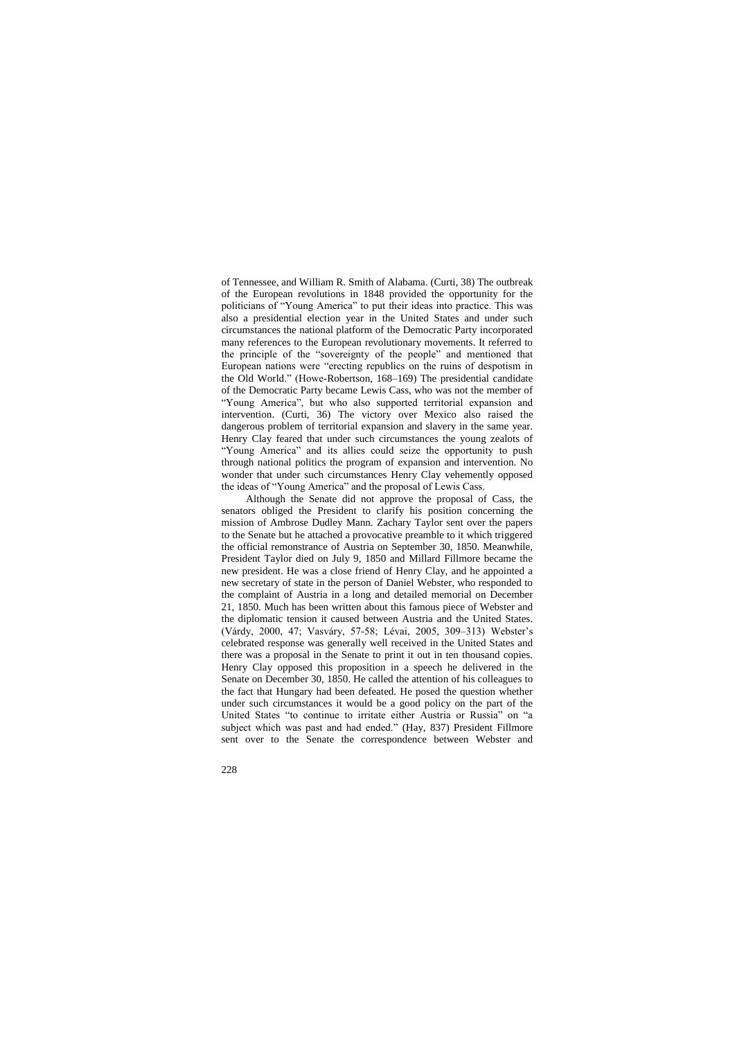of Tennessee, and William R. Smith of Alabama. (Curti, 38) The outbreak of the European revolutions in 1848 provided the opportunity for the politicians of "Young America" to put their ideas into practice. This was also a presidential election year in the United States and under such circumstances the national platform of the Democratic Party incorporated many references to the European revolutionary movements. It referred to the principle of the "sovereignty of the people" and mentioned that European nations were "erecting republics on the ruins of despotism in the Old World." (Howe-Robertson, 168–169) The presidential candidate of the Democratic Party became Lewis Cass, who was not the member of "Young America", but who also supported territorial expansion and intervention. (Curti, 36) The victory over Mexico also raised the dangerous problem of territorial expansion and slavery in the same year. Henry Clay feared that under such circumstances the young zealots of "Young America" and its allies could seize the opportunity to push through national politics the program of expansion and intervention. No wonder that under such circumstances Henry Clay vehemently opposed the ideas of "Young America" and the proposal of Lewis Cass.

Although the Senate did not approve the proposal of Cass, the senators obliged the President to clarify his position concerning the mission of Ambrose Dudley Mann. Zachary Taylor sent over the papers to the Senate but he attached a provocative preamble to it which triggered the official remonstrance of Austria on September 30, 1850. Meanwhile, President Taylor died on July 9, 1850 and Millard Fillmore became the new president. He was a close friend of Henry Clay, and he appointed a new secretary of state in the person of Daniel Webster, who responded to the complaint of Austria in a long and detailed memorial on December 21, 1850. Much has been written about this famous piece of Webster and the diplomatic tension it caused between Austria and the United States. (Várdy, 2000, 47; Vasváry, 57-58; Lévai, 2005, 309–313) Webster's celebrated response was generally well received in the United States and there was a proposal in the Senate to print it out in ten thousand copies. Henry Clay opposed this proposition in a speech he delivered in the Senate on December 30, 1850. He called the attention of his colleagues to the fact that Hungary had been defeated. He posed the question whether under such circumstances it would be a good policy on the part of the United States "to continue to irritate either Austria or Russia" on "a subject which was past and had ended." (Hay, 837) President Fillmore sent over to the Senate the correspondence between Webster and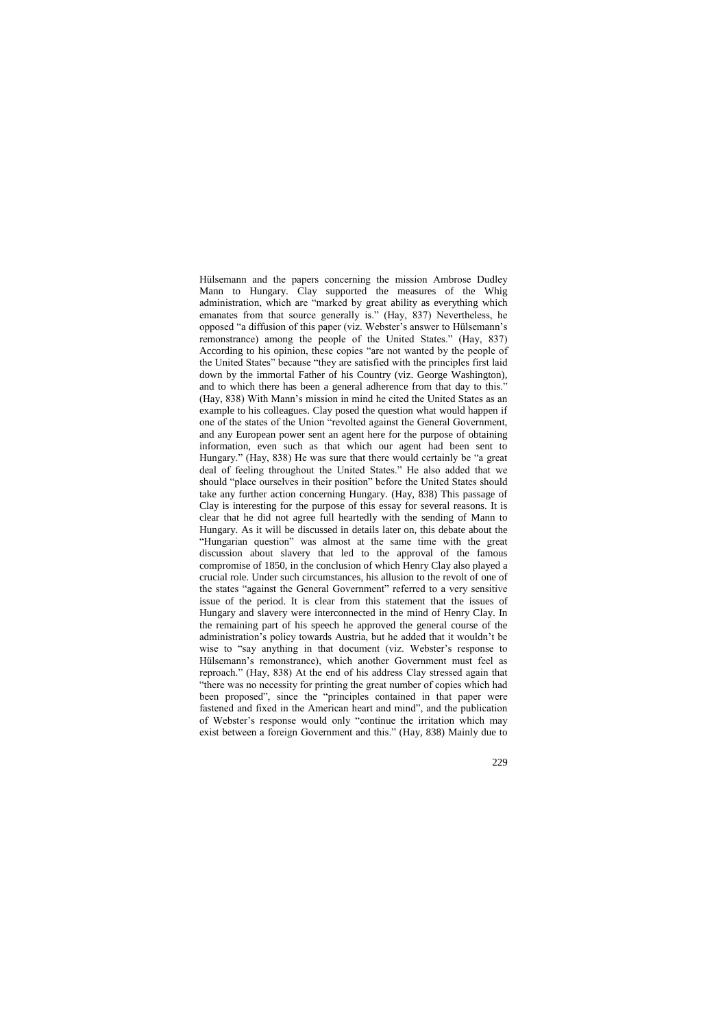Hülsemann and the papers concerning the mission Ambrose Dudley Mann to Hungary. Clay supported the measures of the Whig administration, which are "marked by great ability as everything which emanates from that source generally is." (Hay, 837) Nevertheless, he opposed "a diffusion of this paper (viz. Webster's answer to Hülsemann's remonstrance) among the people of the United States." (Hay, 837) According to his opinion, these copies "are not wanted by the people of the United States" because "they are satisfied with the principles first laid down by the immortal Father of his Country (viz. George Washington), and to which there has been a general adherence from that day to this." (Hay, 838) With Mann's mission in mind he cited the United States as an example to his colleagues. Clay posed the question what would happen if one of the states of the Union "revolted against the General Government, and any European power sent an agent here for the purpose of obtaining information, even such as that which our agent had been sent to Hungary." (Hay, 838) He was sure that there would certainly be "a great deal of feeling throughout the United States." He also added that we should "place ourselves in their position" before the United States should take any further action concerning Hungary. (Hay, 838) This passage of Clay is interesting for the purpose of this essay for several reasons. It is clear that he did not agree full heartedly with the sending of Mann to Hungary. As it will be discussed in details later on, this debate about the "Hungarian question" was almost at the same time with the great discussion about slavery that led to the approval of the famous compromise of 1850, in the conclusion of which Henry Clay also played a crucial role. Under such circumstances, his allusion to the revolt of one of the states "against the General Government" referred to a very sensitive issue of the period. It is clear from this statement that the issues of Hungary and slavery were interconnected in the mind of Henry Clay. In the remaining part of his speech he approved the general course of the administration's policy towards Austria, but he added that it wouldn't be wise to "say anything in that document (viz. Webster's response to Hülsemann's remonstrance), which another Government must feel as reproach." (Hay, 838) At the end of his address Clay stressed again that "there was no necessity for printing the great number of copies which had been proposed", since the "principles contained in that paper were fastened and fixed in the American heart and mind", and the publication of Webster's response would only "continue the irritation which may exist between a foreign Government and this." (Hay, 838) Mainly due to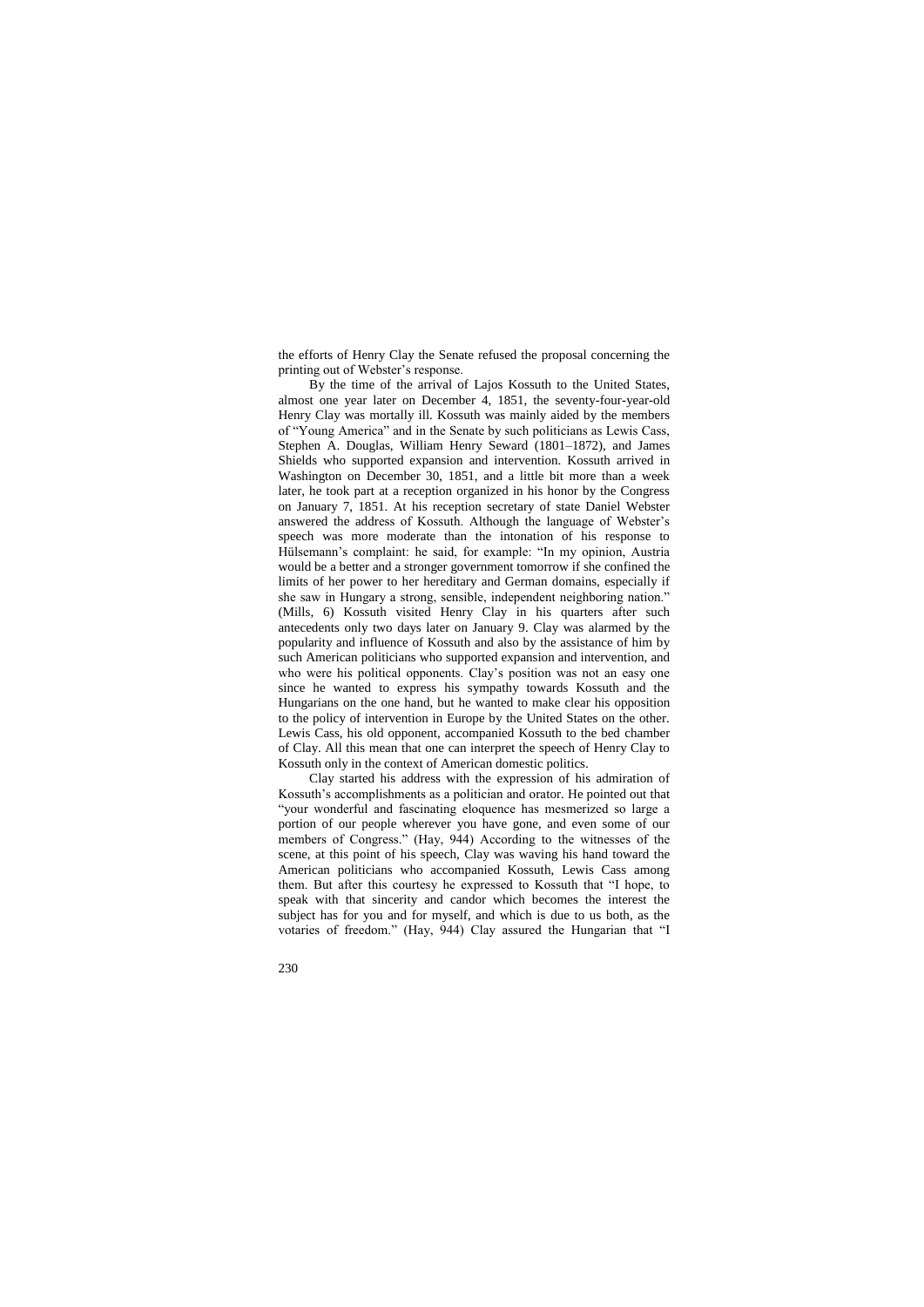the efforts of Henry Clay the Senate refused the proposal concerning the printing out of Webster's response.

By the time of the arrival of Lajos Kossuth to the United States, almost one year later on December 4, 1851, the seventy-four-year-old Henry Clay was mortally ill. Kossuth was mainly aided by the members of "Young America" and in the Senate by such politicians as Lewis Cass, Stephen A. Douglas, William Henry Seward (1801–1872), and James Shields who supported expansion and intervention. Kossuth arrived in Washington on December 30, 1851, and a little bit more than a week later, he took part at a reception organized in his honor by the Congress on January 7, 1851. At his reception secretary of state Daniel Webster answered the address of Kossuth. Although the language of Webster's speech was more moderate than the intonation of his response to Hülsemann's complaint: he said, for example: "In my opinion, Austria would be a better and a stronger government tomorrow if she confined the limits of her power to her hereditary and German domains, especially if she saw in Hungary a strong, sensible, independent neighboring nation." (Mills, 6) Kossuth visited Henry Clay in his quarters after such antecedents only two days later on January 9. Clay was alarmed by the popularity and influence of Kossuth and also by the assistance of him by such American politicians who supported expansion and intervention, and who were his political opponents. Clay's position was not an easy one since he wanted to express his sympathy towards Kossuth and the Hungarians on the one hand, but he wanted to make clear his opposition to the policy of intervention in Europe by the United States on the other. Lewis Cass, his old opponent, accompanied Kossuth to the bed chamber of Clay. All this mean that one can interpret the speech of Henry Clay to Kossuth only in the context of American domestic politics.

Clay started his address with the expression of his admiration of Kossuth's accomplishments as a politician and orator. He pointed out that "your wonderful and fascinating eloquence has mesmerized so large a portion of our people wherever you have gone, and even some of our members of Congress." (Hay, 944) According to the witnesses of the scene, at this point of his speech, Clay was waving his hand toward the American politicians who accompanied Kossuth, Lewis Cass among them. But after this courtesy he expressed to Kossuth that "I hope, to speak with that sincerity and candor which becomes the interest the subject has for you and for myself, and which is due to us both, as the votaries of freedom." (Hay, 944) Clay assured the Hungarian that "I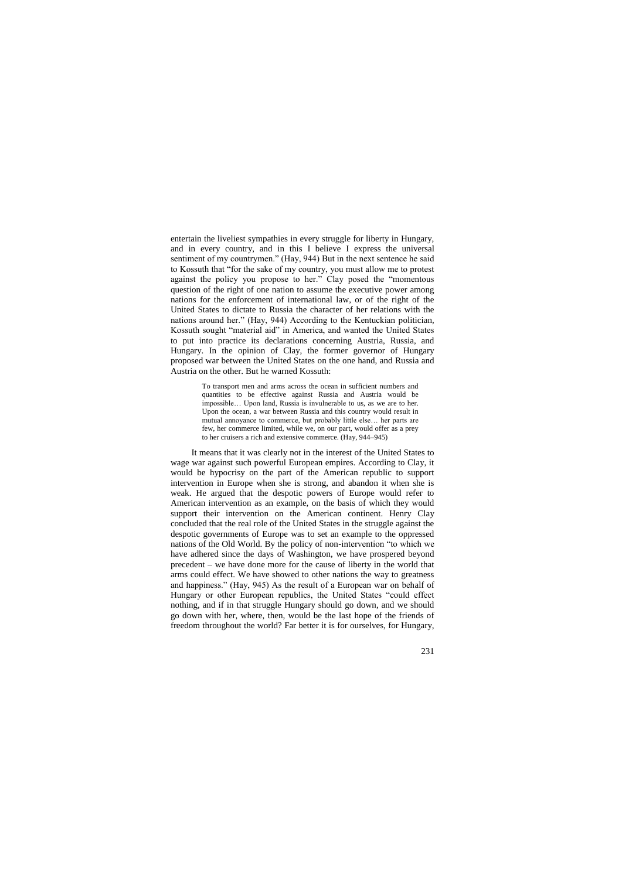entertain the liveliest sympathies in every struggle for liberty in Hungary, and in every country, and in this I believe I express the universal sentiment of my countrymen." (Hay, 944) But in the next sentence he said to Kossuth that "for the sake of my country, you must allow me to protest against the policy you propose to her." Clay posed the "momentous question of the right of one nation to assume the executive power among nations for the enforcement of international law, or of the right of the United States to dictate to Russia the character of her relations with the nations around her." (Hay, 944) According to the Kentuckian politician, Kossuth sought "material aid" in America, and wanted the United States to put into practice its declarations concerning Austria, Russia, and Hungary. In the opinion of Clay, the former governor of Hungary proposed war between the United States on the one hand, and Russia and Austria on the other. But he warned Kossuth:

> To transport men and arms across the ocean in sufficient numbers and quantities to be effective against Russia and Austria would be impossible… Upon land, Russia is invulnerable to us, as we are to her. Upon the ocean, a war between Russia and this country would result in mutual annoyance to commerce, but probably little else… her parts are few, her commerce limited, while we, on our part, would offer as a prey to her cruisers a rich and extensive commerce. (Hay, 944–945)

It means that it was clearly not in the interest of the United States to wage war against such powerful European empires. According to Clay, it would be hypocrisy on the part of the American republic to support intervention in Europe when she is strong, and abandon it when she is weak. He argued that the despotic powers of Europe would refer to American intervention as an example, on the basis of which they would support their intervention on the American continent. Henry Clay concluded that the real role of the United States in the struggle against the despotic governments of Europe was to set an example to the oppressed nations of the Old World. By the policy of non-intervention "to which we have adhered since the days of Washington, we have prospered beyond precedent – we have done more for the cause of liberty in the world that arms could effect. We have showed to other nations the way to greatness and happiness." (Hay, 945) As the result of a European war on behalf of Hungary or other European republics, the United States "could effect nothing, and if in that struggle Hungary should go down, and we should go down with her, where, then, would be the last hope of the friends of freedom throughout the world? Far better it is for ourselves, for Hungary,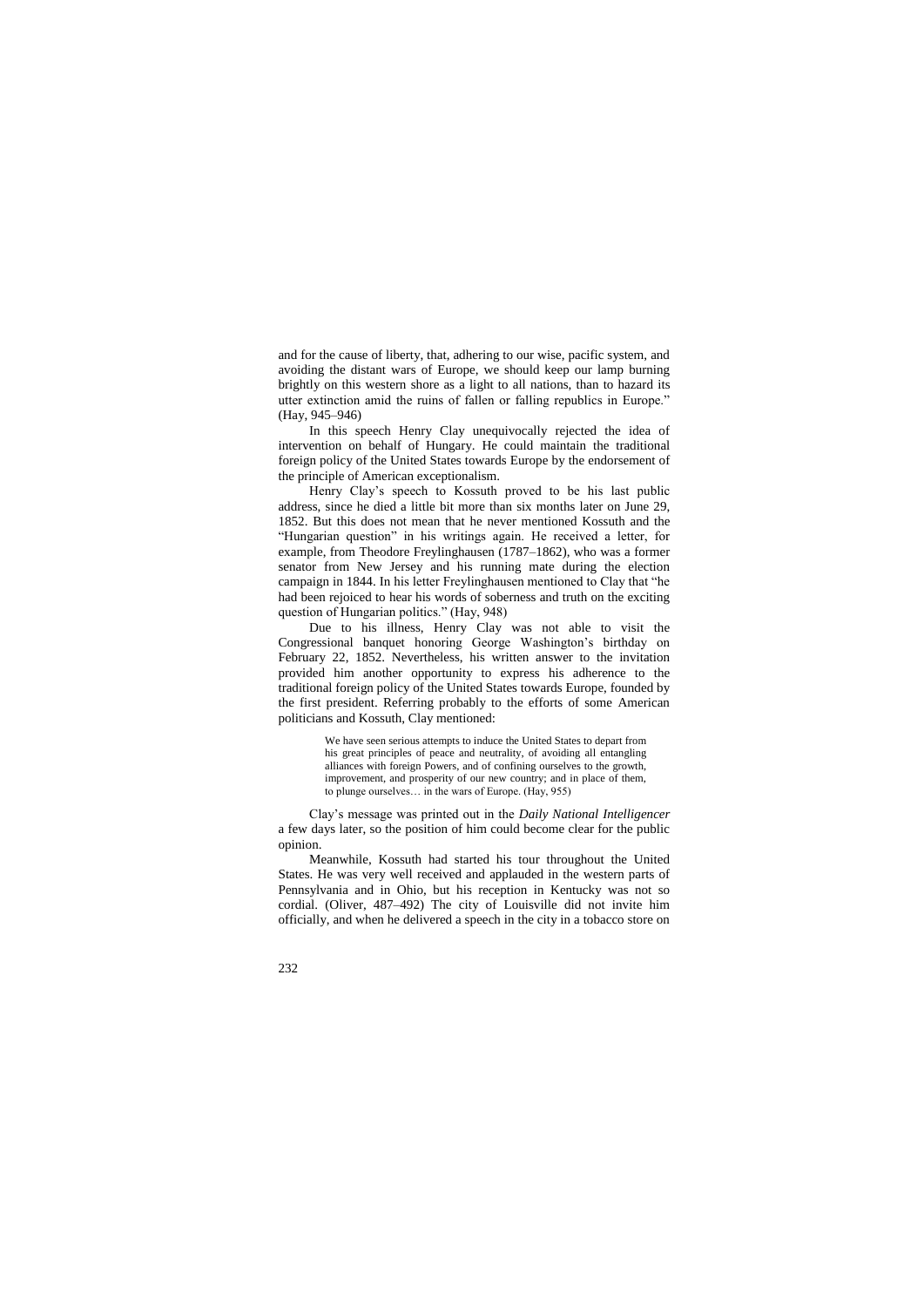and for the cause of liberty, that, adhering to our wise, pacific system, and avoiding the distant wars of Europe, we should keep our lamp burning brightly on this western shore as a light to all nations, than to hazard its utter extinction amid the ruins of fallen or falling republics in Europe." (Hay, 945–946)

In this speech Henry Clay unequivocally rejected the idea of intervention on behalf of Hungary. He could maintain the traditional foreign policy of the United States towards Europe by the endorsement of the principle of American exceptionalism.

Henry Clay's speech to Kossuth proved to be his last public address, since he died a little bit more than six months later on June 29, 1852. But this does not mean that he never mentioned Kossuth and the "Hungarian question" in his writings again. He received a letter, for example, from Theodore Freylinghausen (1787–1862), who was a former senator from New Jersey and his running mate during the election campaign in 1844. In his letter Freylinghausen mentioned to Clay that "he had been rejoiced to hear his words of soberness and truth on the exciting question of Hungarian politics." (Hay, 948)

Due to his illness, Henry Clay was not able to visit the Congressional banquet honoring George Washington's birthday on February 22, 1852. Nevertheless, his written answer to the invitation provided him another opportunity to express his adherence to the traditional foreign policy of the United States towards Europe, founded by the first president. Referring probably to the efforts of some American politicians and Kossuth, Clay mentioned:

> We have seen serious attempts to induce the United States to depart from his great principles of peace and neutrality, of avoiding all entangling alliances with foreign Powers, and of confining ourselves to the growth, improvement, and prosperity of our new country; and in place of them, to plunge ourselves… in the wars of Europe. (Hay, 955)

Clay's message was printed out in the *Daily National Intelligencer* a few days later, so the position of him could become clear for the public opinion.

Meanwhile, Kossuth had started his tour throughout the United States. He was very well received and applauded in the western parts of Pennsylvania and in Ohio, but his reception in Kentucky was not so cordial. (Oliver, 487–492) The city of Louisville did not invite him officially, and when he delivered a speech in the city in a tobacco store on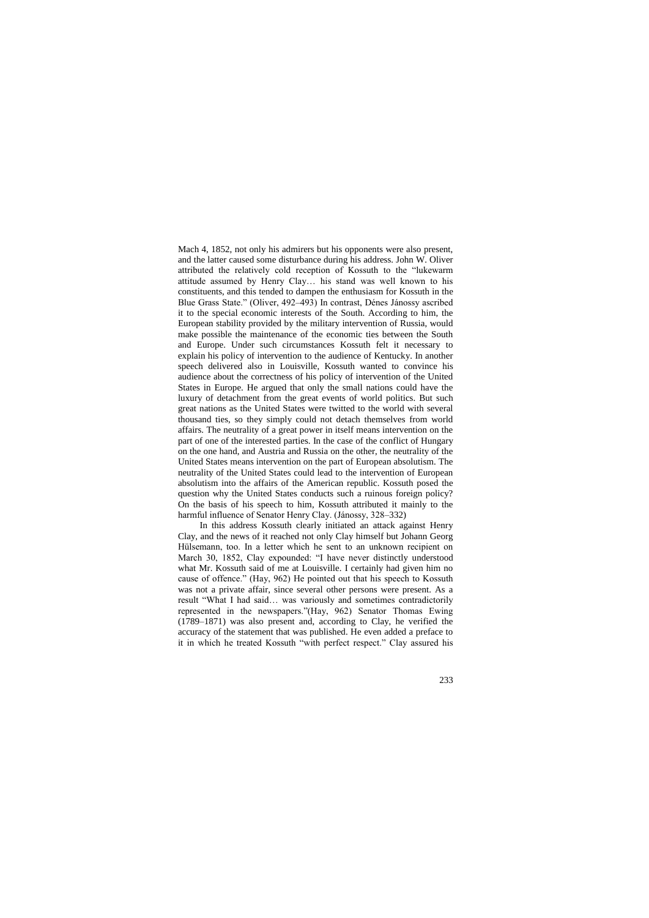Mach 4, 1852, not only his admirers but his opponents were also present, and the latter caused some disturbance during his address. John W. Oliver attributed the relatively cold reception of Kossuth to the "lukewarm attitude assumed by Henry Clay… his stand was well known to his constituents, and this tended to dampen the enthusiasm for Kossuth in the Blue Grass State." (Oliver, 492–493) In contrast, Dénes Jánossy ascribed it to the special economic interests of the South. According to him, the European stability provided by the military intervention of Russia, would make possible the maintenance of the economic ties between the South and Europe. Under such circumstances Kossuth felt it necessary to explain his policy of intervention to the audience of Kentucky. In another speech delivered also in Louisville, Kossuth wanted to convince his audience about the correctness of his policy of intervention of the United States in Europe. He argued that only the small nations could have the luxury of detachment from the great events of world politics. But such great nations as the United States were twitted to the world with several thousand ties, so they simply could not detach themselves from world affairs. The neutrality of a great power in itself means intervention on the part of one of the interested parties. In the case of the conflict of Hungary on the one hand, and Austria and Russia on the other, the neutrality of the United States means intervention on the part of European absolutism. The neutrality of the United States could lead to the intervention of European absolutism into the affairs of the American republic. Kossuth posed the question why the United States conducts such a ruinous foreign policy? On the basis of his speech to him, Kossuth attributed it mainly to the harmful influence of Senator Henry Clay. (Jánossy, 328–332)

In this address Kossuth clearly initiated an attack against Henry Clay, and the news of it reached not only Clay himself but Johann Georg Hülsemann, too. In a letter which he sent to an unknown recipient on March 30, 1852, Clay expounded: "I have never distinctly understood what Mr. Kossuth said of me at Louisville. I certainly had given him no cause of offence." (Hay, 962) He pointed out that his speech to Kossuth was not a private affair, since several other persons were present. As a result "What I had said… was variously and sometimes contradictorily represented in the newspapers."(Hay, 962) Senator Thomas Ewing (1789–1871) was also present and, according to Clay, he verified the accuracy of the statement that was published. He even added a preface to it in which he treated Kossuth "with perfect respect." Clay assured his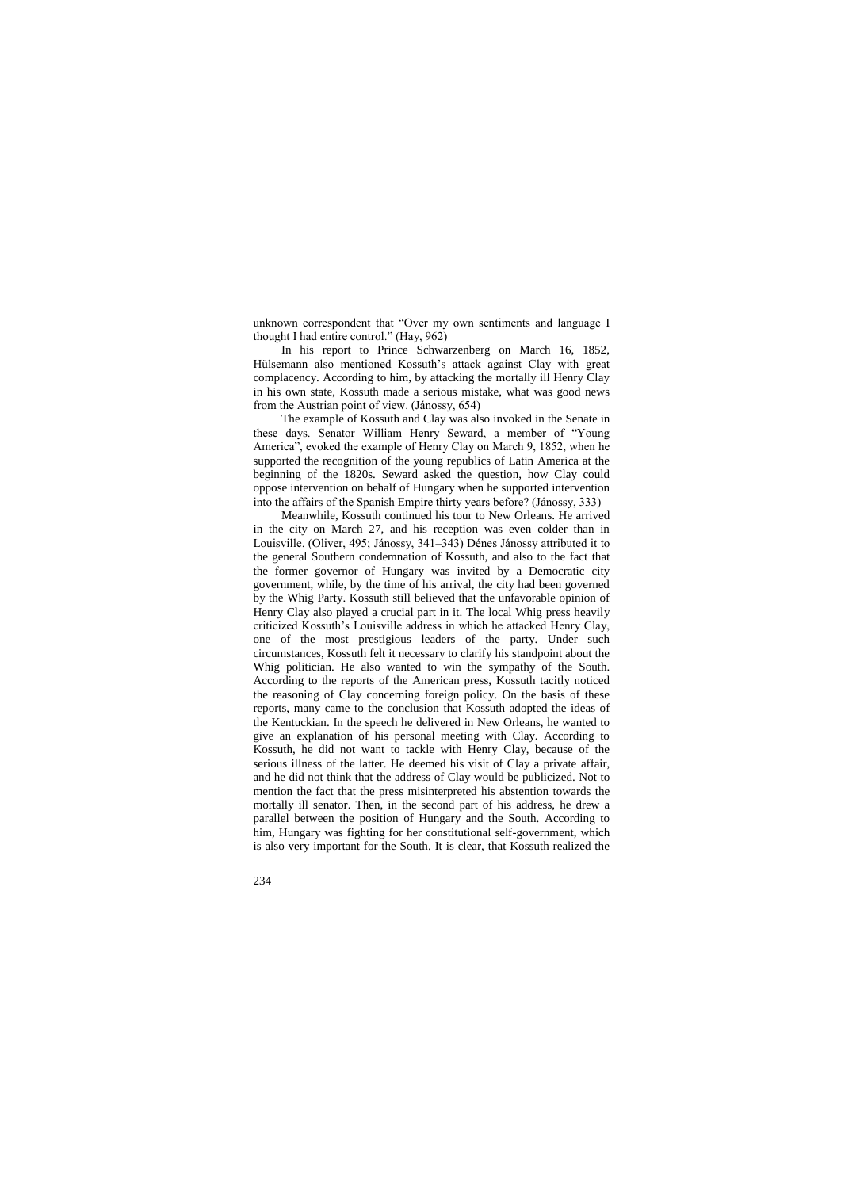unknown correspondent that "Over my own sentiments and language I thought I had entire control." (Hay, 962)

In his report to Prince Schwarzenberg on March 16, 1852, Hülsemann also mentioned Kossuth's attack against Clay with great complacency. According to him, by attacking the mortally ill Henry Clay in his own state, Kossuth made a serious mistake, what was good news from the Austrian point of view. (Jánossy, 654)

The example of Kossuth and Clay was also invoked in the Senate in these days. Senator William Henry Seward, a member of "Young America", evoked the example of Henry Clay on March 9, 1852, when he supported the recognition of the young republics of Latin America at the beginning of the 1820s. Seward asked the question, how Clay could oppose intervention on behalf of Hungary when he supported intervention into the affairs of the Spanish Empire thirty years before? (Jánossy, 333)

Meanwhile, Kossuth continued his tour to New Orleans. He arrived in the city on March 27, and his reception was even colder than in Louisville. (Oliver, 495; Jánossy, 341–343) Dénes Jánossy attributed it to the general Southern condemnation of Kossuth, and also to the fact that the former governor of Hungary was invited by a Democratic city government, while, by the time of his arrival, the city had been governed by the Whig Party. Kossuth still believed that the unfavorable opinion of Henry Clay also played a crucial part in it. The local Whig press heavily criticized Kossuth's Louisville address in which he attacked Henry Clay, one of the most prestigious leaders of the party. Under such circumstances, Kossuth felt it necessary to clarify his standpoint about the Whig politician. He also wanted to win the sympathy of the South. According to the reports of the American press, Kossuth tacitly noticed the reasoning of Clay concerning foreign policy. On the basis of these reports, many came to the conclusion that Kossuth adopted the ideas of the Kentuckian. In the speech he delivered in New Orleans, he wanted to give an explanation of his personal meeting with Clay. According to Kossuth, he did not want to tackle with Henry Clay, because of the serious illness of the latter. He deemed his visit of Clay a private affair, and he did not think that the address of Clay would be publicized. Not to mention the fact that the press misinterpreted his abstention towards the mortally ill senator. Then, in the second part of his address, he drew a parallel between the position of Hungary and the South. According to him, Hungary was fighting for her constitutional self-government, which is also very important for the South. It is clear, that Kossuth realized the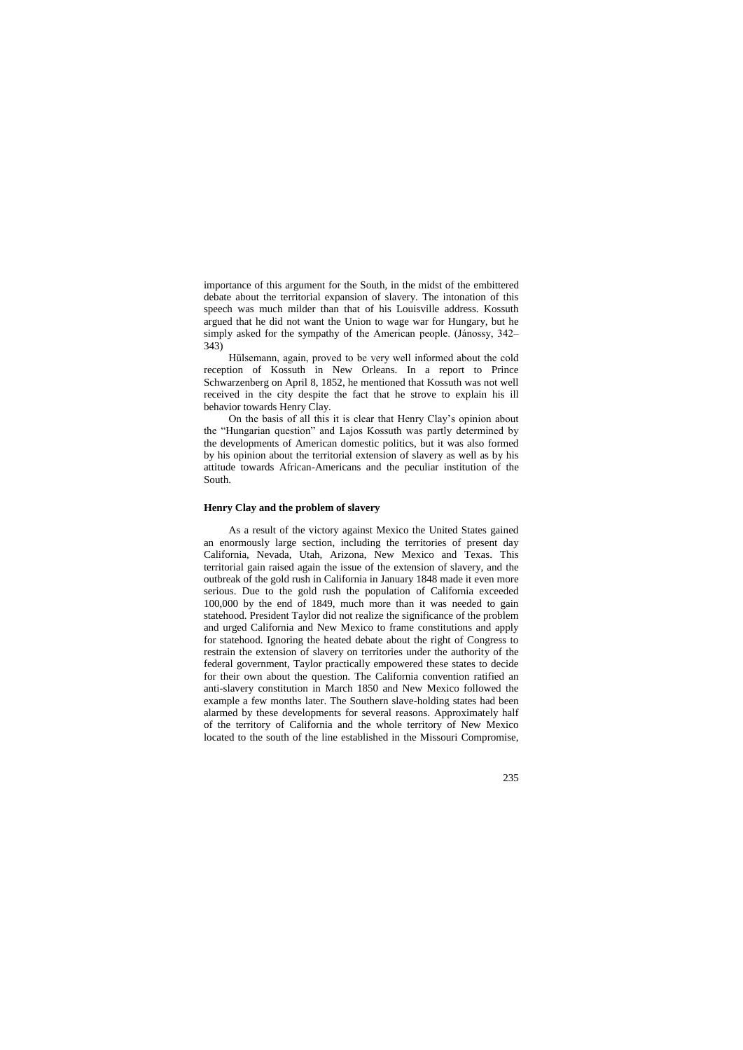importance of this argument for the South, in the midst of the embittered debate about the territorial expansion of slavery. The intonation of this speech was much milder than that of his Louisville address. Kossuth argued that he did not want the Union to wage war for Hungary, but he simply asked for the sympathy of the American people. (Jánossy, 342–343)

Hülsemann, again, proved to be very well informed about the cold reception of Kossuth in New Orleans. In a report to Prince Schwarzenberg on April 8, 1852, he mentioned that Kossuth was not well received in the city despite the fact that he strove to explain his ill behavior towards Henry Clay.

On the basis of all this it is clear that Henry Clay's opinion about the "Hungarian question" and Lajos Kossuth was partly determined by the developments of American domestic politics, but it was also formed by his opinion about the territorial extension of slavery as well as by his attitude towards African-Americans and the peculiar institution of the South.

**Henry Clay and the problem of slavery**

As a result of the victory against Mexico the United States gained an enormously large section, including the territories of present day California, Nevada, Utah, Arizona, New Mexico and Texas. This territorial gain raised again the issue of the extension of slavery, and the outbreak of the gold rush in California in January 1848 made it even more serious. Due to the gold rush the population of California exceeded 100,000 by the end of 1849, much more than it was needed to gain statehood. President Taylor did not realize the significance of the problem and urged California and New Mexico to frame constitutions and apply for statehood. Ignoring the heated debate about the right of Congress to restrain the extension of slavery on territories under the authority of the federal government, Taylor practically empowered these states to decide for their own about the question. The California convention ratified an anti-slavery constitution in March 1850 and New Mexico followed the example a few months later. The Southern slave-holding states had been alarmed by these developments for several reasons. Approximately half of the territory of California and the whole territory of New Mexico located to the south of the line established in the Missouri Compromise,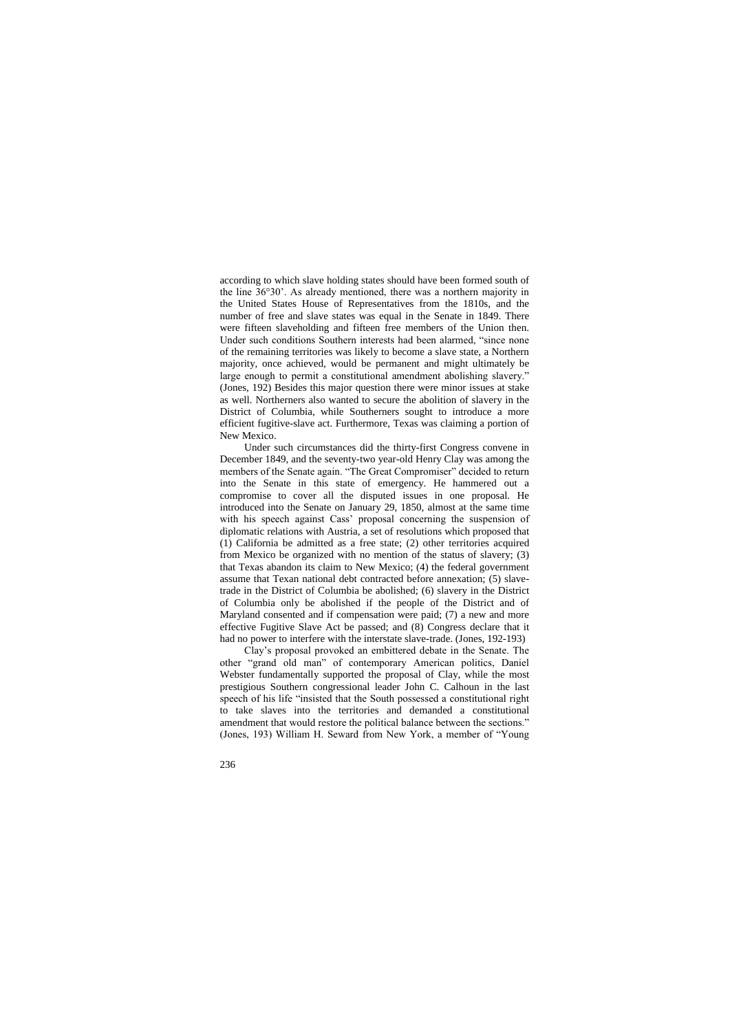according to which slave holding states should have been formed south of the line 36°30'. As already mentioned, there was a northern majority in the United States House of Representatives from the 1810s, and the number of free and slave states was equal in the Senate in 1849. There were fifteen slaveholding and fifteen free members of the Union then. Under such conditions Southern interests had been alarmed, "since none of the remaining territories was likely to become a slave state, a Northern majority, once achieved, would be permanent and might ultimately be large enough to permit a constitutional amendment abolishing slavery." (Jones, 192) Besides this major question there were minor issues at stake as well. Northerners also wanted to secure the abolition of slavery in the District of Columbia, while Southerners sought to introduce a more efficient fugitive-slave act. Furthermore, Texas was claiming a portion of New Mexico.

Under such circumstances did the thirty-first Congress convene in December 1849, and the seventy-two year-old Henry Clay was among the members of the Senate again. "The Great Compromiser" decided to return into the Senate in this state of emergency. He hammered out a compromise to cover all the disputed issues in one proposal. He introduced into the Senate on January 29, 1850, almost at the same time with his speech against Cass' proposal concerning the suspension of diplomatic relations with Austria, a set of resolutions which proposed that (1) California be admitted as a free state; (2) other territories acquired from Mexico be organized with no mention of the status of slavery; (3) that Texas abandon its claim to New Mexico; (4) the federal government assume that Texan national debt contracted before annexation; (5) slave-trade in the District of Columbia be abolished; (6) slavery in the District of Columbia only be abolished if the people of the District and of Maryland consented and if compensation were paid; (7) a new and more effective Fugitive Slave Act be passed; and (8) Congress declare that it had no power to interfere with the interstate slave-trade. (Jones, 192-193)

Clay's proposal provoked an embittered debate in the Senate. The other "grand old man" of contemporary American politics, Daniel Webster fundamentally supported the proposal of Clay, while the most prestigious Southern congressional leader John C. Calhoun in the last speech of his life "insisted that the South possessed a constitutional right to take slaves into the territories and demanded a constitutional amendment that would restore the political balance between the sections." (Jones, 193) William H. Seward from New York, a member of "Young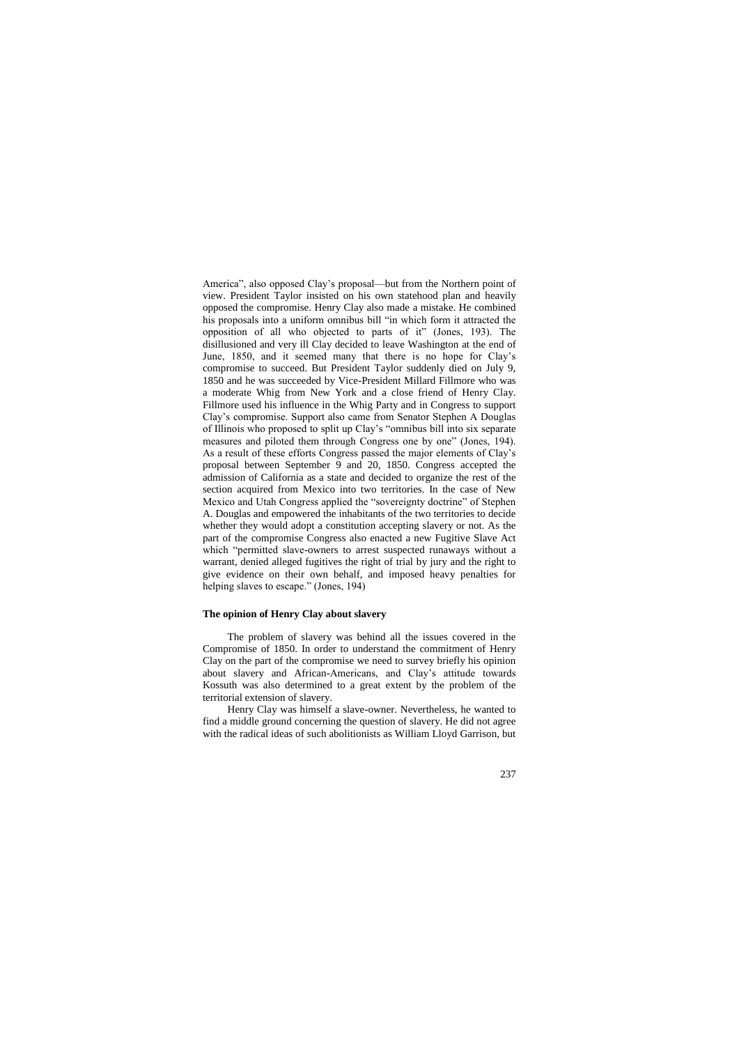America", also opposed Clay's proposal—but from the Northern point of view. President Taylor insisted on his own statehood plan and heavily opposed the compromise. Henry Clay also made a mistake. He combined his proposals into a uniform omnibus bill "in which form it attracted the opposition of all who objected to parts of it" (Jones, 193). The disillusioned and very ill Clay decided to leave Washington at the end of June, 1850, and it seemed many that there is no hope for Clay's compromise to succeed. But President Taylor suddenly died on July 9, 1850 and he was succeeded by Vice-President Millard Fillmore who was a moderate Whig from New York and a close friend of Henry Clay. Fillmore used his influence in the Whig Party and in Congress to support Clay's compromise. Support also came from Senator Stephen A Douglas of Illinois who proposed to split up Clay's "omnibus bill into six separate measures and piloted them through Congress one by one" (Jones, 194). As a result of these efforts Congress passed the major elements of Clay's proposal between September 9 and 20, 1850. Congress accepted the admission of California as a state and decided to organize the rest of the section acquired from Mexico into two territories. In the case of New Mexico and Utah Congress applied the "sovereignty doctrine" of Stephen A. Douglas and empowered the inhabitants of the two territories to decide whether they would adopt a constitution accepting slavery or not. As the part of the compromise Congress also enacted a new Fugitive Slave Act which "permitted slave-owners to arrest suspected runaways without a warrant, denied alleged fugitives the right of trial by jury and the right to give evidence on their own behalf, and imposed heavy penalties for helping slaves to escape." (Jones, 194)

### The opinion of Henry Clay about slavery

The problem of slavery was behind all the issues covered in the Compromise of 1850. In order to understand the commitment of Henry Clay on the part of the compromise we need to survey briefly his opinion about slavery and African-Americans, and Clay's attitude towards Kossuth was also determined to a great extent by the problem of the territorial extension of slavery.

Henry Clay was himself a slave-owner. Nevertheless, he wanted to find a middle ground concerning the question of slavery. He did not agree with the radical ideas of such abolitionists as William Lloyd Garrison, but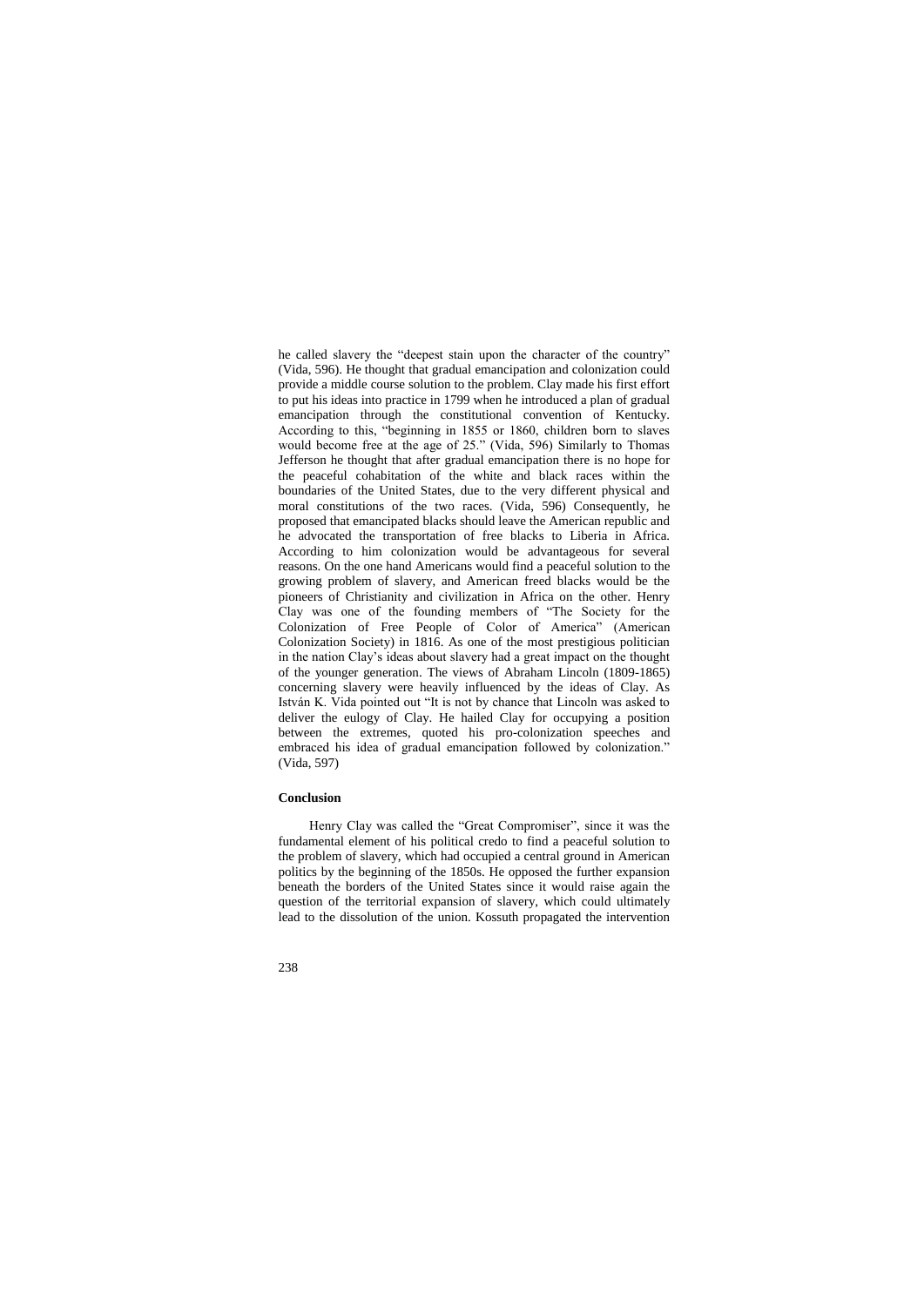he called slavery the "deepest stain upon the character of the country" (Vida, 596). He thought that gradual emancipation and colonization could provide a middle course solution to the problem. Clay made his first effort to put his ideas into practice in 1799 when he introduced a plan of gradual emancipation through the constitutional convention of Kentucky. According to this, "beginning in 1855 or 1860, children born to slaves would become free at the age of 25." (Vida, 596) Similarly to Thomas Jefferson he thought that after gradual emancipation there is no hope for the peaceful cohabitation of the white and black races within the boundaries of the United States, due to the very different physical and moral constitutions of the two races. (Vida, 596) Consequently, he proposed that emancipated blacks should leave the American republic and he advocated the transportation of free blacks to Liberia in Africa. According to him colonization would be advantageous for several reasons. On the one hand Americans would find a peaceful solution to the growing problem of slavery, and American freed blacks would be the pioneers of Christianity and civilization in Africa on the other. Henry Clay was one of the founding members of "The Society for the Colonization of Free People of Color of America" (American Colonization Society) in 1816. As one of the most prestigious politician in the nation Clay's ideas about slavery had a great impact on the thought of the younger generation. The views of Abraham Lincoln (1809-1865) concerning slavery were heavily influenced by the ideas of Clay. As István K. Vida pointed out "It is not by chance that Lincoln was asked to deliver the eulogy of Clay. He hailed Clay for occupying a position between the extremes, quoted his pro-colonization speeches and embraced his idea of gradual emancipation followed by colonization." (Vida, 597)

**Conclusion**

Henry Clay was called the "Great Compromiser", since it was the fundamental element of his political credo to find a peaceful solution to the problem of slavery, which had occupied a central ground in American politics by the beginning of the 1850s. He opposed the further expansion beneath the borders of the United States since it would raise again the question of the territorial expansion of slavery, which could ultimately lead to the dissolution of the union. Kossuth propagated the intervention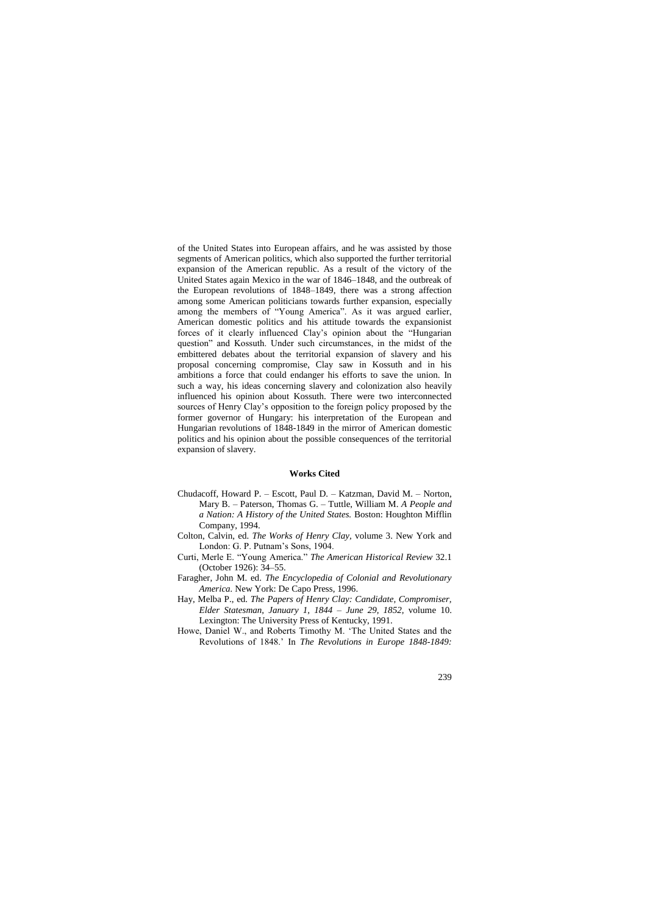of the United States into European affairs, and he was assisted by those segments of American politics, which also supported the further territorial expansion of the American republic. As a result of the victory of the United States again Mexico in the war of 1846–1848, and the outbreak of the European revolutions of 1848–1849, there was a strong affection among some American politicians towards further expansion, especially among the members of "Young America". As it was argued earlier, American domestic politics and his attitude towards the expansionist forces of it clearly influenced Clay's opinion about the "Hungarian question" and Kossuth. Under such circumstances, in the midst of the embittered debates about the territorial expansion of slavery and his proposal concerning compromise, Clay saw in Kossuth and in his ambitions a force that could endanger his efforts to save the union. In such a way, his ideas concerning slavery and colonization also heavily influenced his opinion about Kossuth. There were two interconnected sources of Henry Clay's opposition to the foreign policy proposed by the former governor of Hungary: his interpretation of the European and Hungarian revolutions of 1848-1849 in the mirror of American domestic politics and his opinion about the possible consequences of the territorial expansion of slavery.

**Works Cited**

Chudacoff, Howard P. – Escott, Paul D. – Katzman, David M. – Norton, Mary B. – Paterson, Thomas G. – Tuttle, William M. *A People and a Nation: A History of the United States.* Boston: Houghton Mifflin Company, 1994.

Colton, Calvin, ed. *The Works of Henry Clay,* volume 3. New York and London: G. P. Putnam's Sons, 1904.

Curti, Merle E. "Young America." *The American Historical Review* 32.1 (October 1926): 34–55.

Faragher, John M. ed. *The Encyclopedia of Colonial and Revolutionary America.* New York: De Capo Press, 1996.

Hay, Melba P., ed. *The Papers of Henry Clay: Candidate, Compromiser, Elder Statesman, January 1, 1844 – June 29, 1852,* volume 10. Lexington: The University Press of Kentucky, 1991.

Howe, Daniel W., and Roberts Timothy M. 'The United States and the Revolutions of 1848.' In *The Revolutions in Europe 1848-1849:*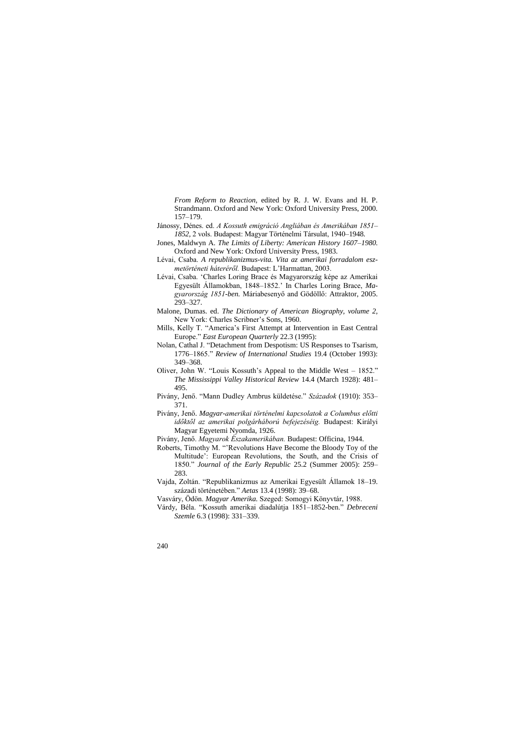*From Reform to Reaction,* edited by R. J. W. Evans and H. P. Strandmann. Oxford and New York: Oxford University Press, 2000. 157–179.

Jánossy, Dénes. ed. *A Kossuth emigráció Angliában és Amerikában 1851–1852*, 2 vols. Budapest: Magyar Történelmi Társulat, 1940–1948.

Jones, Maldwyn A. *The Limits of Liberty: American History 1607–1980.* Oxford and New York: Oxford University Press, 1983.

Lévai, Csaba. *A republikanizmus-vita. Vita az amerikai forradalom eszmetörténeti hátteréről.* Budapest: L'Harmattan, 2003.

Lévai, Csaba. 'Charles Loring Brace és Magyarország képe az Amerikai Egyesült Államokban, 1848–1852.' In Charles Loring Brace, *Magyarország 1851-ben.* Máriabesenyő and Gödöllő: Attraktor, 2005. 293–327.

Malone, Dumas. ed. *The Dictionary of American Biography, volume 2,* New York: Charles Scribner's Sons, 1960.

Mills, Kelly T. "America's First Attempt at Intervention in East Central Europe." *East European Quarterly* 22.3 (1995):

Nolan, Cathal J. "Detachment from Despotism: US Responses to Tsarism, 1776–1865." *Review of International Studies* 19.4 (October 1993): 349–368.

Oliver, John W. "Louis Kossuth's Appeal to the Middle West – 1852." *The Mississippi Valley Historical Review* 14.4 (March 1928): 481–495.

Pivány, Jenő. "Mann Dudley Ambrus küldetése." *Századok* (1910): 353–371.

Pivány, Jenő. *Magyar-amerikai történelmi kapcsolatok a Columbus előtti időktől az amerikai polgárháború befejezéséig.* Budapest: Királyi Magyar Egyetemi Nyomda, 1926.

Pivány, Jenő. *Magyarok Északamerikában.* Budapest: Officina, 1944.

Roberts, Timothy M. "'Revolutions Have Become the Bloody Toy of the Multitude': European Revolutions, the South, and the Crisis of 1850." *Journal of the Early Republic* 25.2 (Summer 2005): 259–283.

Vajda, Zoltán. "Republikanizmus az Amerikai Egyesült Államok 18–19. századi történetében." *Aetas* 13.4 (1998): 39–68.

Vasváry, Ödön. *Magyar Amerika.* Szeged: Somogyi Könyvtár, 1988.

Várdy, Béla. "Kossuth amerikai diadalútja 1851–1852-ben." *Debreceni Szemle* 6.3 (1998): 331–339.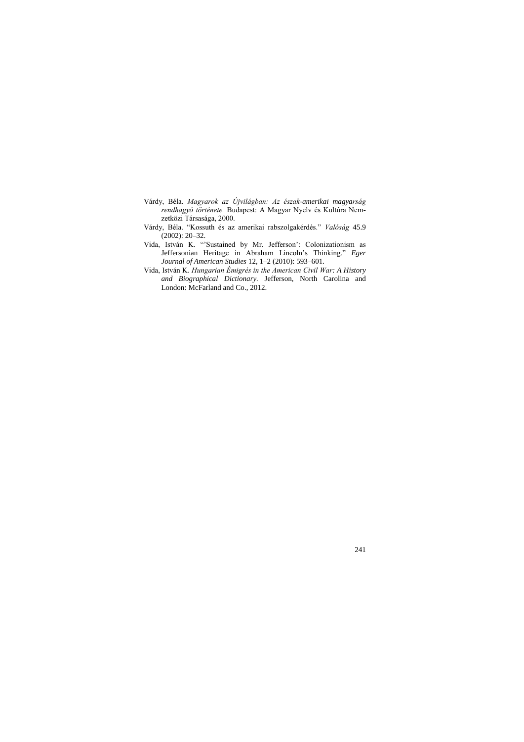Várdy, Béla. *Magyarok az Újvilágban: Az észak-amerikai magyarság rendhagyó története.* Budapest: A Magyar Nyelv és Kultúra Nemzetközi Társasága, 2000.

Várdy, Béla. "Kossuth és az amerikai rabszolgakérdés." *Valóság* 45.9 (2002): 20–32.

Vida, István K. "'Sustained by Mr. Jefferson': Colonizationism as Jeffersonian Heritage in Abraham Lincoln's Thinking." *Eger Journal of American Studies* 12, 1–2 (2010): 593–601.

Vida, István K. *Hungarian Émigrés in the American Civil War: A History and Biographical Dictionary.* Jefferson, North Carolina and London: McFarland and Co., 2012.